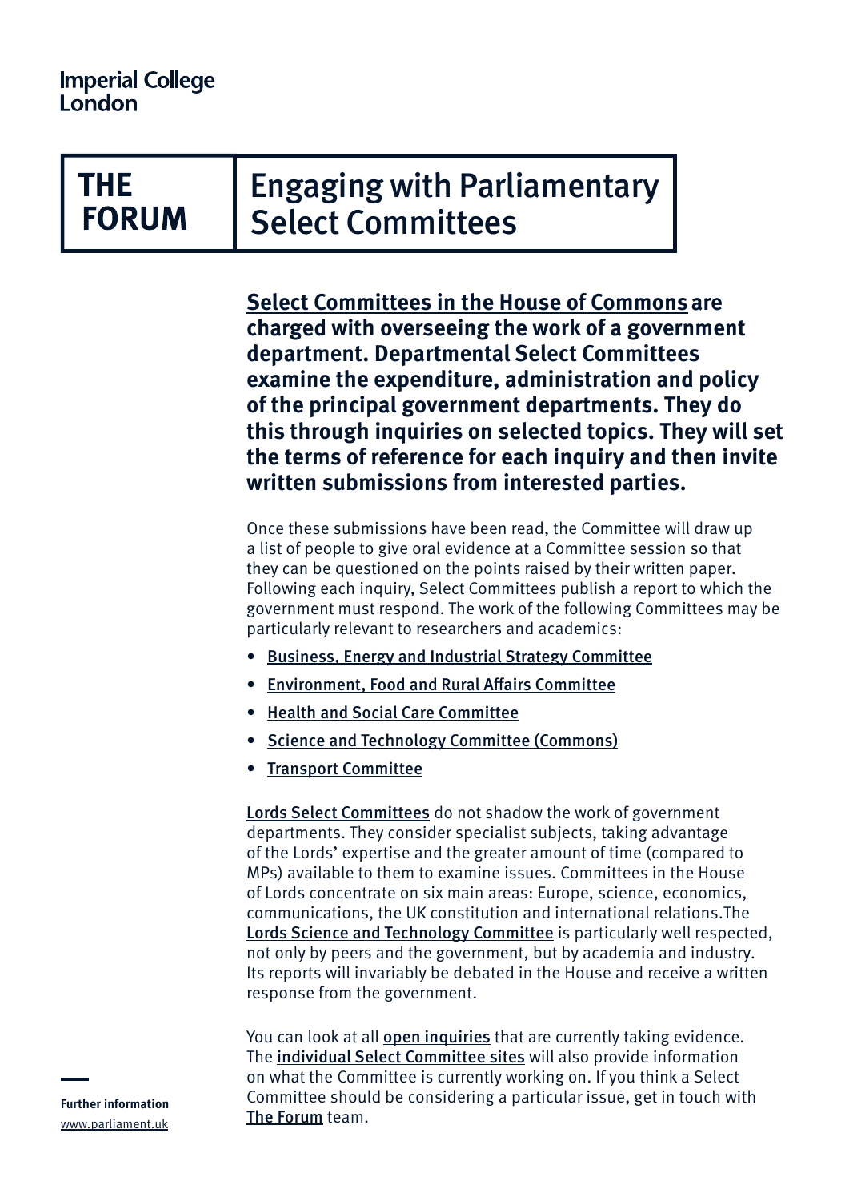Imperial College London

# THE FORUM

# Engaging with Parliamentary Select Committees

**Select Committees in the House of Commons are charged with overseeing the work of a government department. Departmental Select Committees examine the expenditure, administration and policy of the principal government departments. They do this through inquiries on selected topics. They will set the terms of reference for each inquiry and then invite written submissions from interested parties.**

Once these submissions have been read, the Committee will draw up a list of people to give oral evidence at a Committee session so that they can be questioned on the points raised by their written paper. Following each inquiry, Select Committees publish a report to which the government must respond. The work of the following Committees may be particularly relevant to researchers and academics:

- Business, Energy and Industrial Strategy Committee
- Environment, Food and Rural Affairs Committee
- Health and Social Care Committee
- Science and Technology Committee (Commons)
- Transport Committee

Lords Select Committees do not shadow the work of government departments. They consider specialist subjects, taking advantage of the Lords' expertise and the greater amount of time (compared to MPs) available to them to examine issues. Committees in the House of Lords concentrate on six main areas: Europe, science, economics, communications, the UK constitution and international relations.The Lords Science and Technology Committee is particularly well respected, not only by peers and the government, but by academia and industry. Its reports will invariably be debated in the House and receive a written response from the government.

You can look at all open inquiries that are currently taking evidence. The individual Select Committee sites will also provide information on what the Committee is currently working on. If you think a Select Committee should be considering a particular issue, get in touch with The Forum team.

**Further information**
www.parliament.uk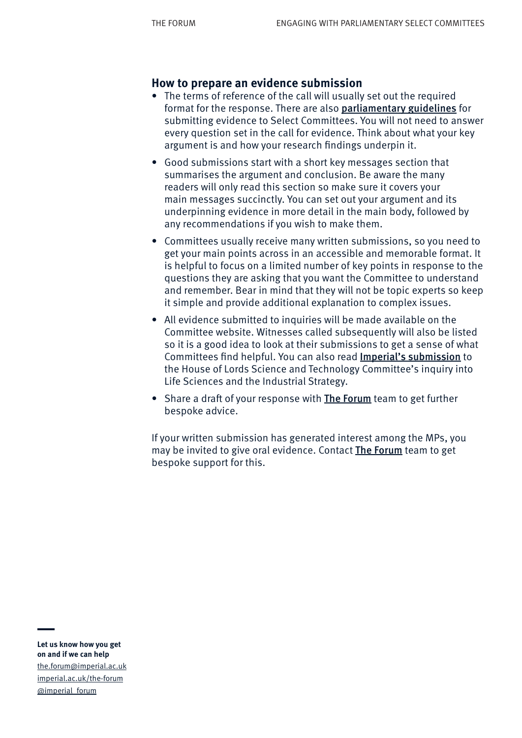## How to prepare an evidence submission

- The terms of reference of the call will usually set out the required format for the response. There are also **parliamentary guidelines** for submitting evidence to Select Committees. You will not need to answer every question set in the call for evidence. Think about what your key argument is and how your research findings underpin it.
- Good submissions start with a short key messages section that summarises the argument and conclusion. Be aware the many readers will only read this section so make sure it covers your main messages succinctly. You can set out your argument and its underpinning evidence in more detail in the main body, followed by any recommendations if you wish to make them.
- Committees usually receive many written submissions, so you need to get your main points across in an accessible and memorable format. It is helpful to focus on a limited number of key points in response to the questions they are asking that you want the Committee to understand and remember. Bear in mind that they will not be topic experts so keep it simple and provide additional explanation to complex issues.
- All evidence submitted to inquiries will be made available on the Committee website. Witnesses called subsequently will also be listed so it is a good idea to look at their submissions to get a sense of what Committees find helpful. You can also read **Imperial's submission** to the House of Lords Science and Technology Committee's inquiry into Life Sciences and the Industrial Strategy.
- Share a draft of your response with **The Forum** team to get further bespoke advice.

If your written submission has generated interest among the MPs, you may be invited to give oral evidence. Contact **The Forum** team to get bespoke support for this.

**Let us know how you get on and if we can help**

the.forum@imperial.ac.uk

imperial.ac.uk/the-forum

@imperial_forum